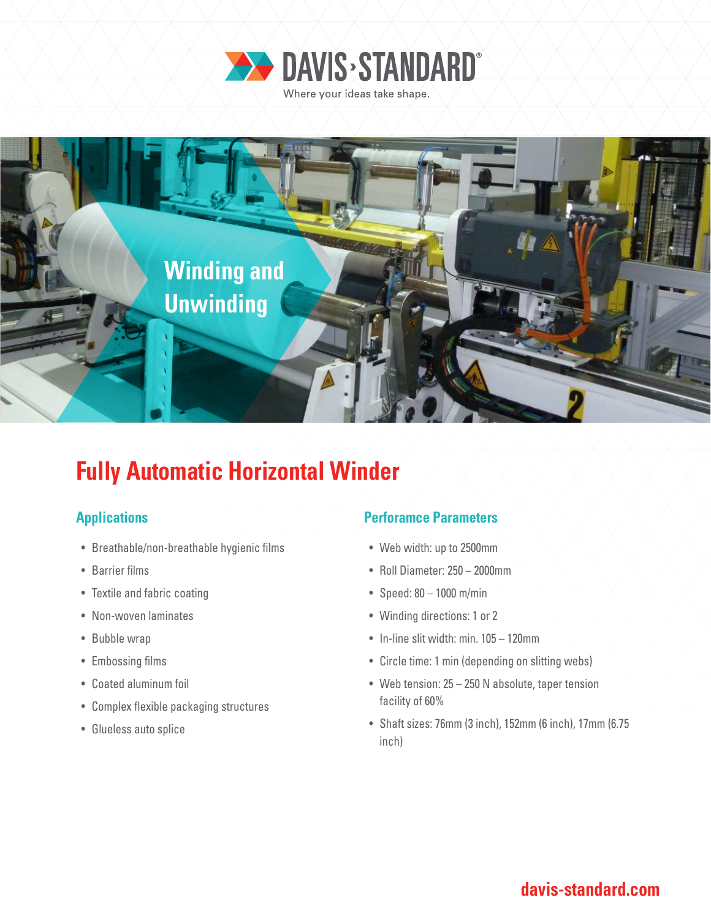DAVIS·STANDARD®

Where your ideas take shape.

Winding and Unwinding

# Fully Automatic Horizontal Winder

## Applications

- Breathable/non-breathable hygienic films
- Barrier films
- Textile and fabric coating
- Non-woven laminates
- Bubble wrap
- Embossing films
- Coated aluminum foil
- Complex flexible packaging structures
- Glueless auto splice

## Perforamce Parameters

- Web width: up to 2500mm
- Roll Diameter: 250 – 2000mm
- Speed: 80 – 1000 m/min
- Winding directions: 1 or 2
- In-line slit width: min. 105 – 120mm
- Circle time: 1 min (depending on slitting webs)
- Web tension: 25 – 250 N absolute, taper tension facility of 60%
- Shaft sizes: 76mm (3 inch), 152mm (6 inch), 17mm (6.75 inch)

davis-standard.com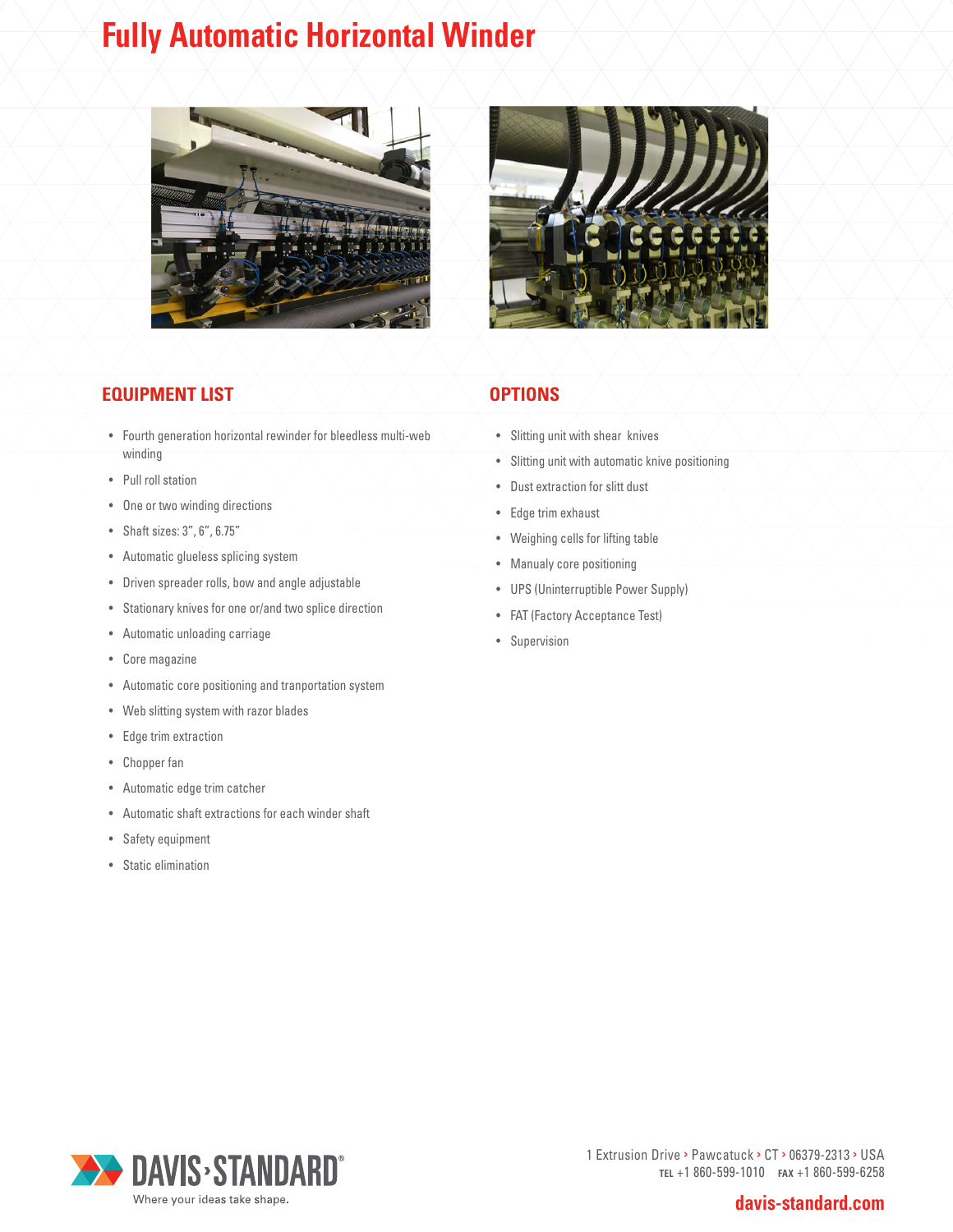# Fully Automatic Horizontal Winder

## EQUIPMENT LIST

- Fourth generation horizontal rewinder for bleedless multi-web winding
- Pull roll station
- One or two winding directions
- Shaft sizes: 3", 6", 6.75"
- Automatic glueless splicing system
- Driven spreader rolls, bow and angle adjustable
- Stationary knives for one or/and two splice direction
- Automatic unloading carriage
- Core magazine
- Automatic core positioning and tranportation system
- Web slitting system with razor blades
- Edge trim extraction
- Chopper fan
- Automatic edge trim catcher
- Automatic shaft extractions for each winder shaft
- Safety equipment
- Static elimination

## OPTIONS

- Slitting unit with shear knives
- Slitting unit with automatic knive positioning
- Dust extraction for slitt dust
- Edge trim exhaust
- Weighing cells for lifting table
- Manualy core positioning
- UPS (Uninterruptible Power Supply)
- FAT (Factory Acceptance Test)
- Supervision

DAVIS-STANDARD®
Where your ideas take shape.

1 Extrusion Drive › Pawcatuck › CT › 06379-2313 › USA
TEL +1 860-599-1010 FAX +1 860-599-6258

davis-standard.com